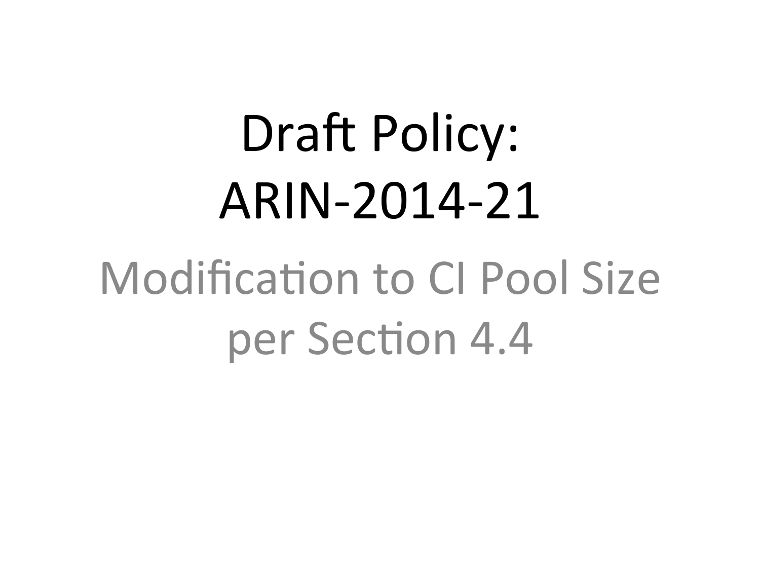# Draft Policy: ARIN-2014-21

## Modification to CI Pool Size per Section 4.4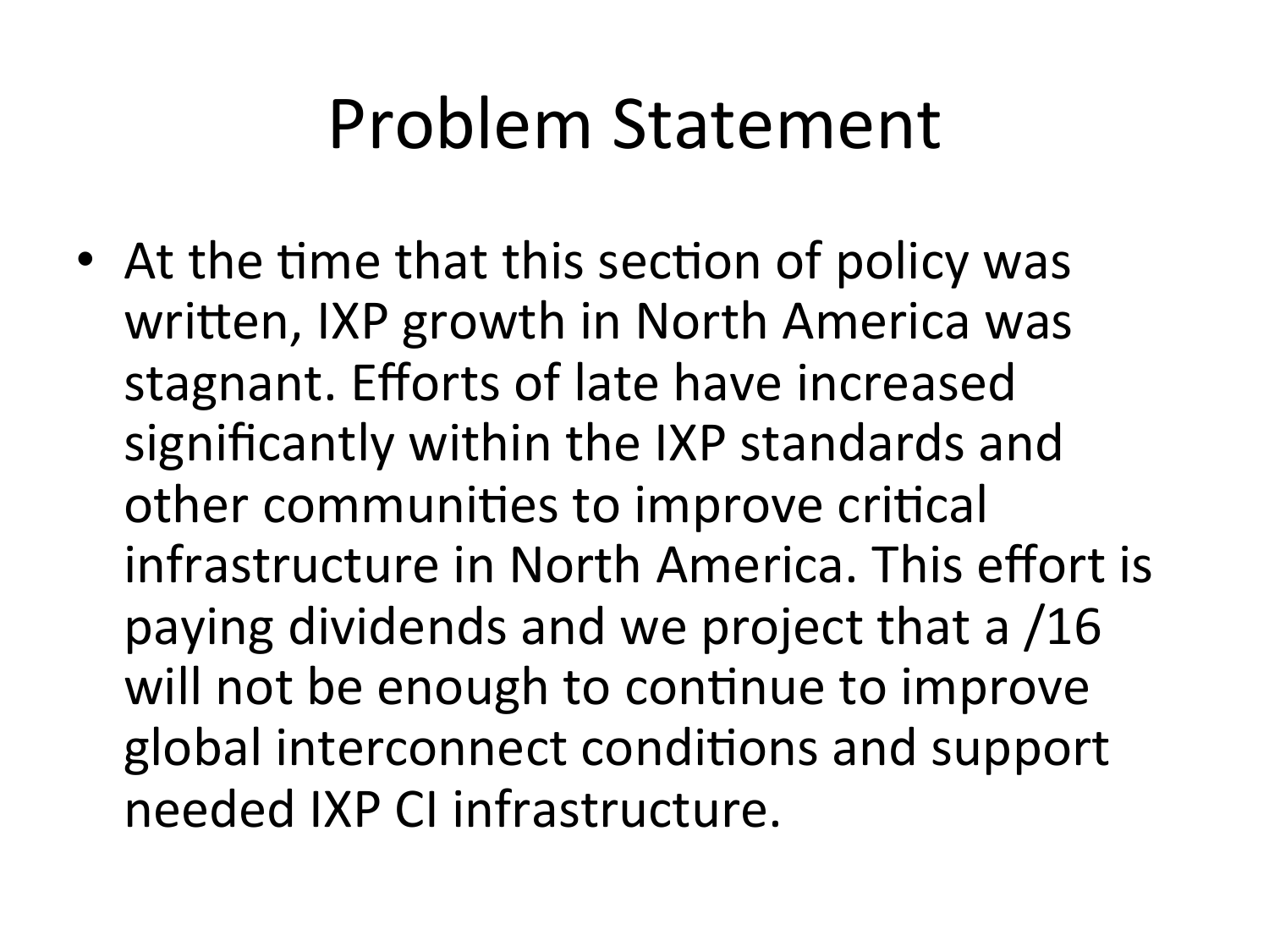# Problem Statement

- At the time that this section of policy was written, IXP growth in North America was stagnant. Efforts of late have increased significantly within the IXP standards and other communities to improve critical infrastructure in North America. This effort is paying dividends and we project that a /16 will not be enough to continue to improve global interconnect conditions and support needed IXP CI infrastructure.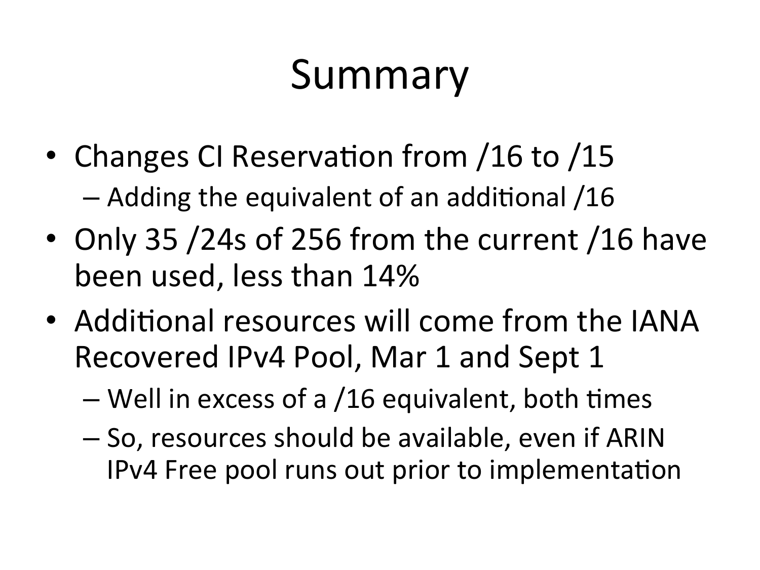# Summary

- Changes CI Reservation from /16 to /15
  - Adding the equivalent of an additional /16
- Only 35 /24s of 256 from the current /16 have been used, less than 14%
- Additional resources will come from the IANA Recovered IPv4 Pool, Mar 1 and Sept 1
  - Well in excess of a /16 equivalent, both times
  - So, resources should be available, even if ARIN IPv4 Free pool runs out prior to implementation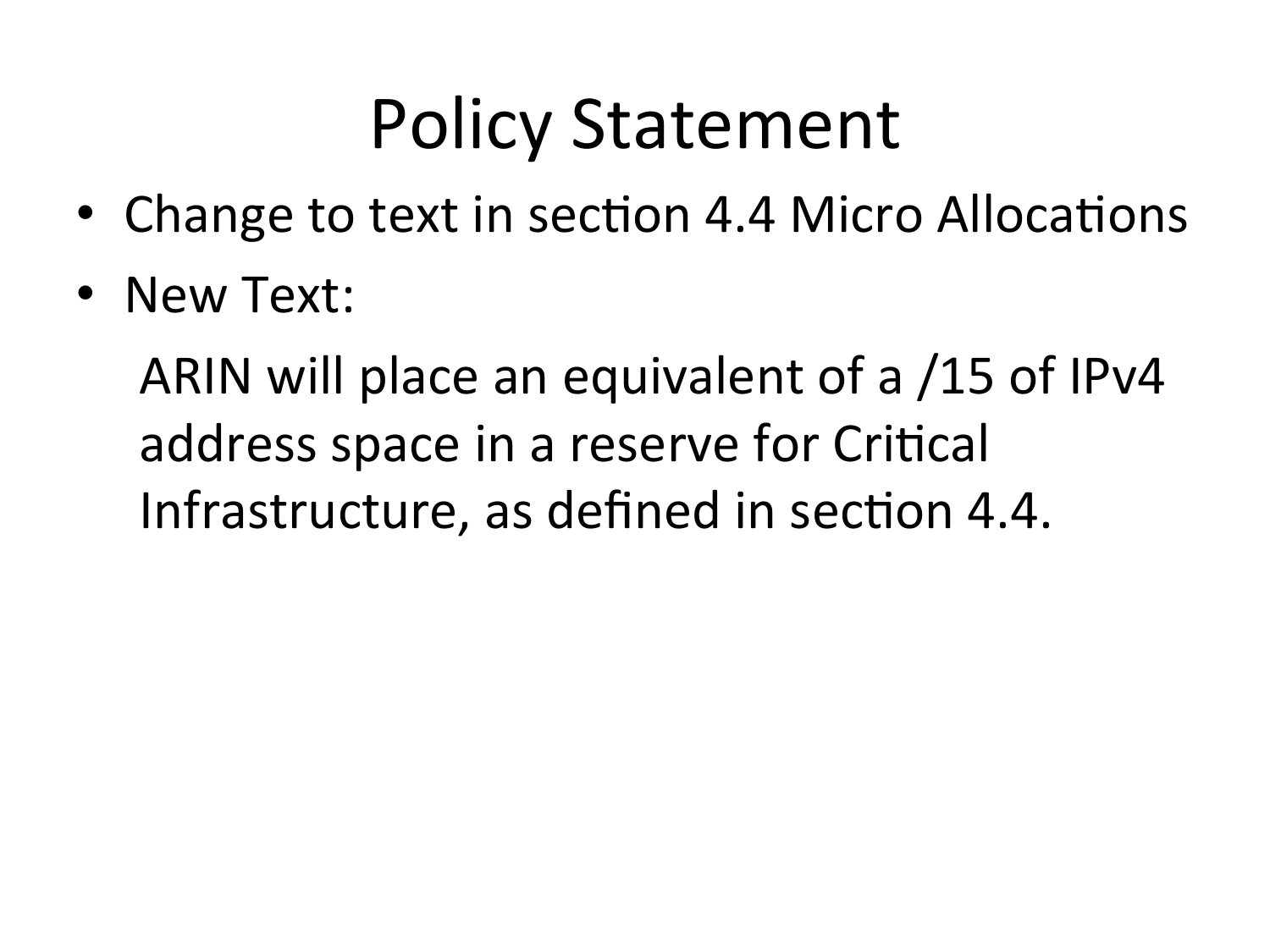# Policy Statement

- Change to text in section 4.4 Micro Allocations
- New Text:

  ARIN will place an equivalent of a /15 of IPv4 address space in a reserve for Critical Infrastructure, as defined in section 4.4.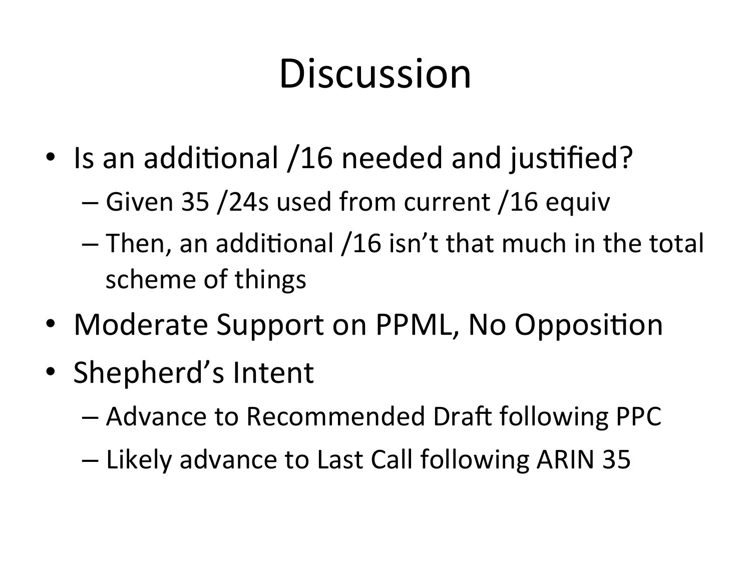# Discussion

- Is an additional /16 needed and justified?
  - Given 35 /24s used from current /16 equiv
  - Then, an additional /16 isn't that much in the total scheme of things
- Moderate Support on PPML, No Opposition
- Shepherd's Intent
  - Advance to Recommended Draft following PPC
  - Likely advance to Last Call following ARIN 35